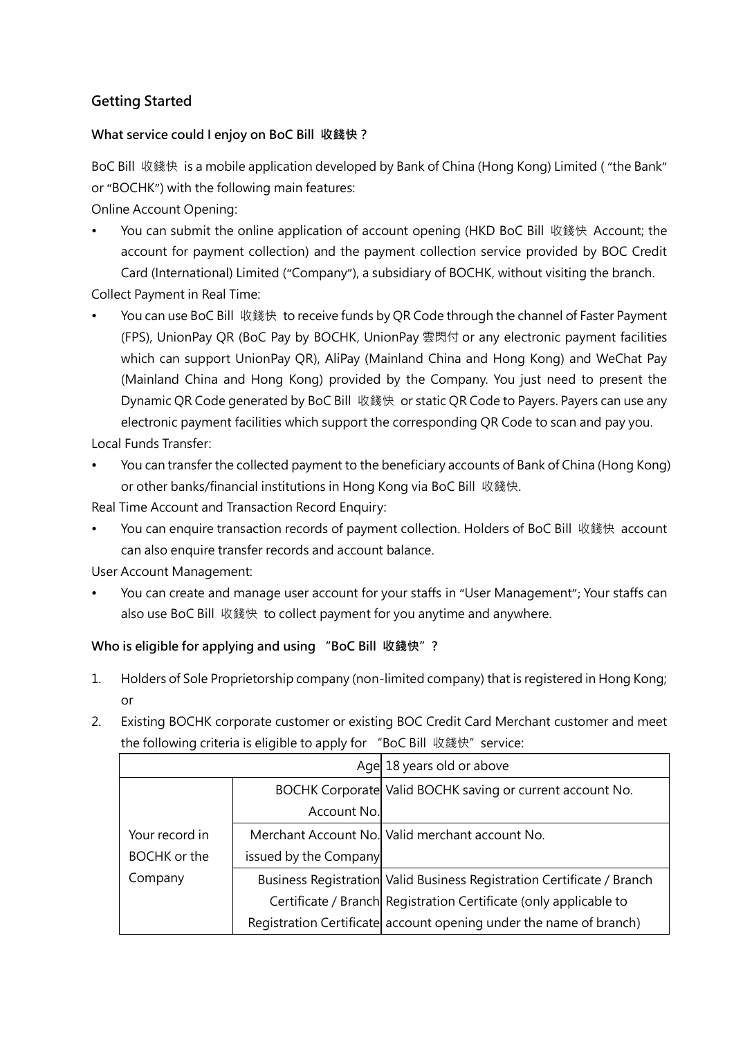## Getting Started

### What service could I enjoy on BoC Bill 收錢快？

BoC Bill 收錢快 is a mobile application developed by Bank of China (Hong Kong) Limited ( "the Bank" or "BOCHK") with the following main features:

Online Account Opening:

- You can submit the online application of account opening (HKD BoC Bill 收錢快 Account; the account for payment collection) and the payment collection service provided by BOC Credit Card (International) Limited ("Company"), a subsidiary of BOCHK, without visiting the branch.

Collect Payment in Real Time:

- You can use BoC Bill 收錢快 to receive funds by QR Code through the channel of Faster Payment (FPS), UnionPay QR (BoC Pay by BOCHK, UnionPay 雲閃付 or any electronic payment facilities which can support UnionPay QR), AliPay (Mainland China and Hong Kong) and WeChat Pay (Mainland China and Hong Kong) provided by the Company. You just need to present the Dynamic QR Code generated by BoC Bill 收錢快 or static QR Code to Payers. Payers can use any electronic payment facilities which support the corresponding QR Code to scan and pay you.

Local Funds Transfer:

- You can transfer the collected payment to the beneficiary accounts of Bank of China (Hong Kong) or other banks/financial institutions in Hong Kong via BoC Bill 收錢快.

Real Time Account and Transaction Record Enquiry:

- You can enquire transaction records of payment collection. Holders of BoC Bill 收錢快 account can also enquire transfer records and account balance.

User Account Management:

- You can create and manage user account for your staffs in "User Management"; Your staffs can also use BoC Bill 收錢快 to collect payment for you anytime and anywhere.

### Who is eligible for applying and using "BoC Bill 收錢快"？

1. Holders of Sole Proprietorship company (non-limited company) that is registered in Hong Kong; or
2. Existing BOCHK corporate customer or existing BOC Credit Card Merchant customer and meet the following criteria is eligible to apply for "BoC Bill 收錢快" service:

| | Age | 18 years old or above |
|---|---|---|
| Your record in BOCHK or the Company | BOCHK Corporate Account No. | Valid BOCHK saving or current account No. |
| | Merchant Account No. issued by the Company | Valid merchant account No. |
| | Business Registration Certificate / Branch Registration Certificate | Valid Business Registration Certificate / Branch Registration Certificate (only applicable to account opening under the name of branch) |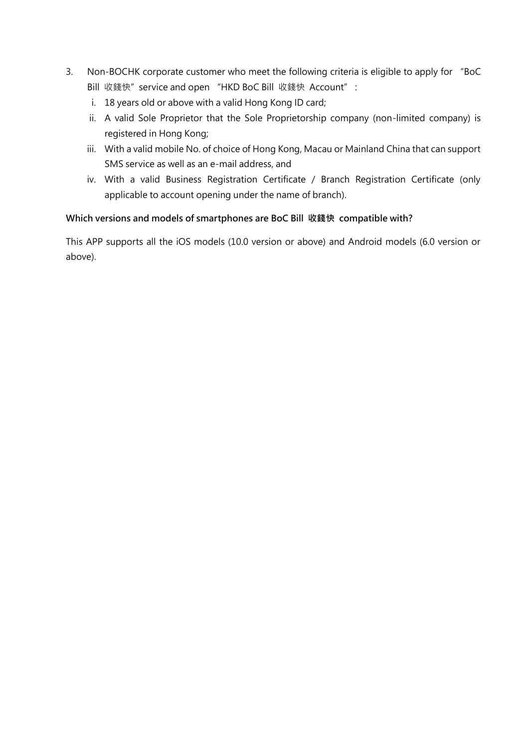3. Non-BOCHK corporate customer who meet the following criteria is eligible to apply for “BoC Bill 收錢快” service and open “HKD BoC Bill 收錢快 Account”：

   i. 18 years old or above with a valid Hong Kong ID card;
   ii. A valid Sole Proprietor that the Sole Proprietorship company (non-limited company) is registered in Hong Kong;
   iii. With a valid mobile No. of choice of Hong Kong, Macau or Mainland China that can support SMS service as well as an e-mail address, and
   iv. With a valid Business Registration Certificate / Branch Registration Certificate (only applicable to account opening under the name of branch).

**Which versions and models of smartphones are BoC Bill 收錢快 compatible with?**

This APP supports all the iOS models (10.0 version or above) and Android models (6.0 version or above).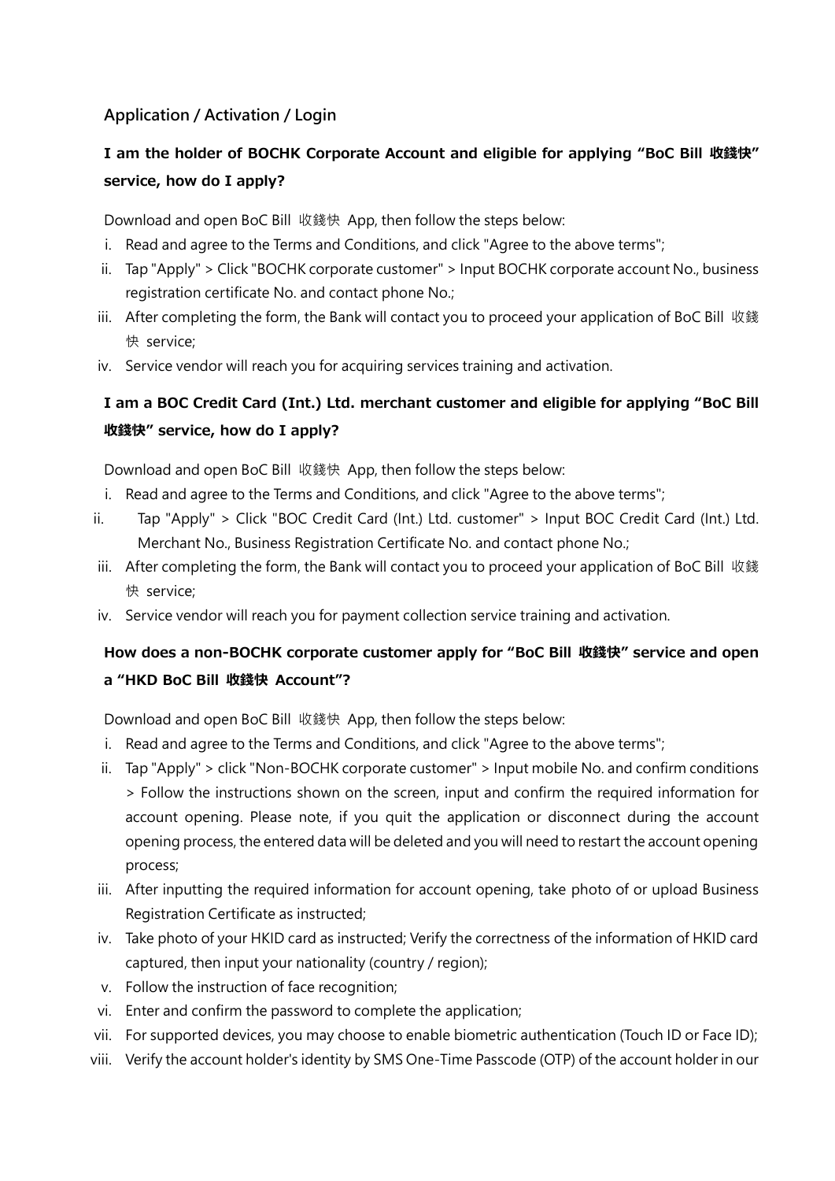## Application / Activation / Login

### I am the holder of BOCHK Corporate Account and eligible for applying "BoC Bill 收錢快" service, how do I apply?

Download and open BoC Bill 收錢快 App, then follow the steps below:

i. Read and agree to the Terms and Conditions, and click "Agree to the above terms";
ii. Tap "Apply" > Click "BOCHK corporate customer" > Input BOCHK corporate account No., business registration certificate No. and contact phone No.;
iii. After completing the form, the Bank will contact you to proceed your application of BoC Bill 收錢快 service;
iv. Service vendor will reach you for acquiring services training and activation.

### I am a BOC Credit Card (Int.) Ltd. merchant customer and eligible for applying "BoC Bill 收錢快" service, how do I apply?

Download and open BoC Bill 收錢快 App, then follow the steps below:

i. Read and agree to the Terms and Conditions, and click "Agree to the above terms";
ii. Tap "Apply" > Click "BOC Credit Card (Int.) Ltd. customer" > Input BOC Credit Card (Int.) Ltd. Merchant No., Business Registration Certificate No. and contact phone No.;
iii. After completing the form, the Bank will contact you to proceed your application of BoC Bill 收錢快 service;
iv. Service vendor will reach you for payment collection service training and activation.

### How does a non-BOCHK corporate customer apply for "BoC Bill 收錢快" service and open a "HKD BoC Bill 收錢快 Account"?

Download and open BoC Bill 收錢快 App, then follow the steps below:

i. Read and agree to the Terms and Conditions, and click "Agree to the above terms";
ii. Tap "Apply" > click "Non-BOCHK corporate customer" > Input mobile No. and confirm conditions > Follow the instructions shown on the screen, input and confirm the required information for account opening. Please note, if you quit the application or disconnect during the account opening process, the entered data will be deleted and you will need to restart the account opening process;
iii. After inputting the required information for account opening, take photo of or upload Business Registration Certificate as instructed;
iv. Take photo of your HKID card as instructed; Verify the correctness of the information of HKID card captured, then input your nationality (country / region);
v. Follow the instruction of face recognition;
vi. Enter and confirm the password to complete the application;
vii. For supported devices, you may choose to enable biometric authentication (Touch ID or Face ID);
viii. Verify the account holder's identity by SMS One-Time Passcode (OTP) of the account holder in our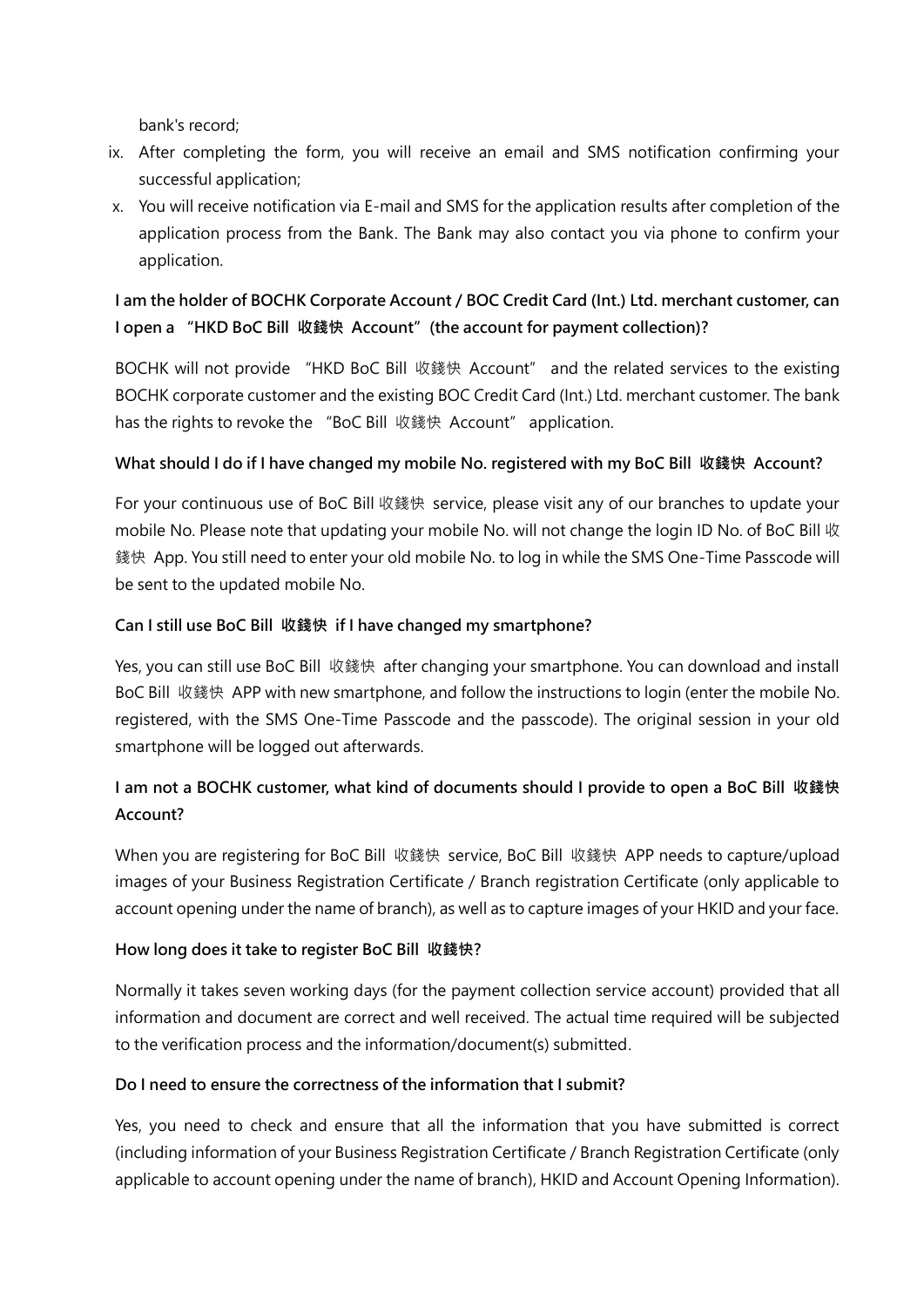bank's record;

ix. After completing the form, you will receive an email and SMS notification confirming your successful application;
x. You will receive notification via E-mail and SMS for the application results after completion of the application process from the Bank. The Bank may also contact you via phone to confirm your application.

**I am the holder of BOCHK Corporate Account / BOC Credit Card (Int.) Ltd. merchant customer, can I open a "HKD BoC Bill 收錢快 Account" (the account for payment collection)?**

BOCHK will not provide "HKD BoC Bill 收錢快 Account" and the related services to the existing BOCHK corporate customer and the existing BOC Credit Card (Int.) Ltd. merchant customer. The bank has the rights to revoke the "BoC Bill 收錢快 Account" application.

**What should I do if I have changed my mobile No. registered with my BoC Bill 收錢快 Account?**

For your continuous use of BoC Bill 收錢快 service, please visit any of our branches to update your mobile No. Please note that updating your mobile No. will not change the login ID No. of BoC Bill 收錢快 App. You still need to enter your old mobile No. to log in while the SMS One-Time Passcode will be sent to the updated mobile No.

**Can I still use BoC Bill 收錢快 if I have changed my smartphone?**

Yes, you can still use BoC Bill 收錢快 after changing your smartphone. You can download and install BoC Bill 收錢快 APP with new smartphone, and follow the instructions to login (enter the mobile No. registered, with the SMS One-Time Passcode and the passcode). The original session in your old smartphone will be logged out afterwards.

**I am not a BOCHK customer, what kind of documents should I provide to open a BoC Bill 收錢快 Account?**

When you are registering for BoC Bill 收錢快 service, BoC Bill 收錢快 APP needs to capture/upload images of your Business Registration Certificate / Branch registration Certificate (only applicable to account opening under the name of branch), as well as to capture images of your HKID and your face.

**How long does it take to register BoC Bill 收錢快?**

Normally it takes seven working days (for the payment collection service account) provided that all information and document are correct and well received. The actual time required will be subjected to the verification process and the information/document(s) submitted.

**Do I need to ensure the correctness of the information that I submit?**

Yes, you need to check and ensure that all the information that you have submitted is correct (including information of your Business Registration Certificate / Branch Registration Certificate (only applicable to account opening under the name of branch), HKID and Account Opening Information).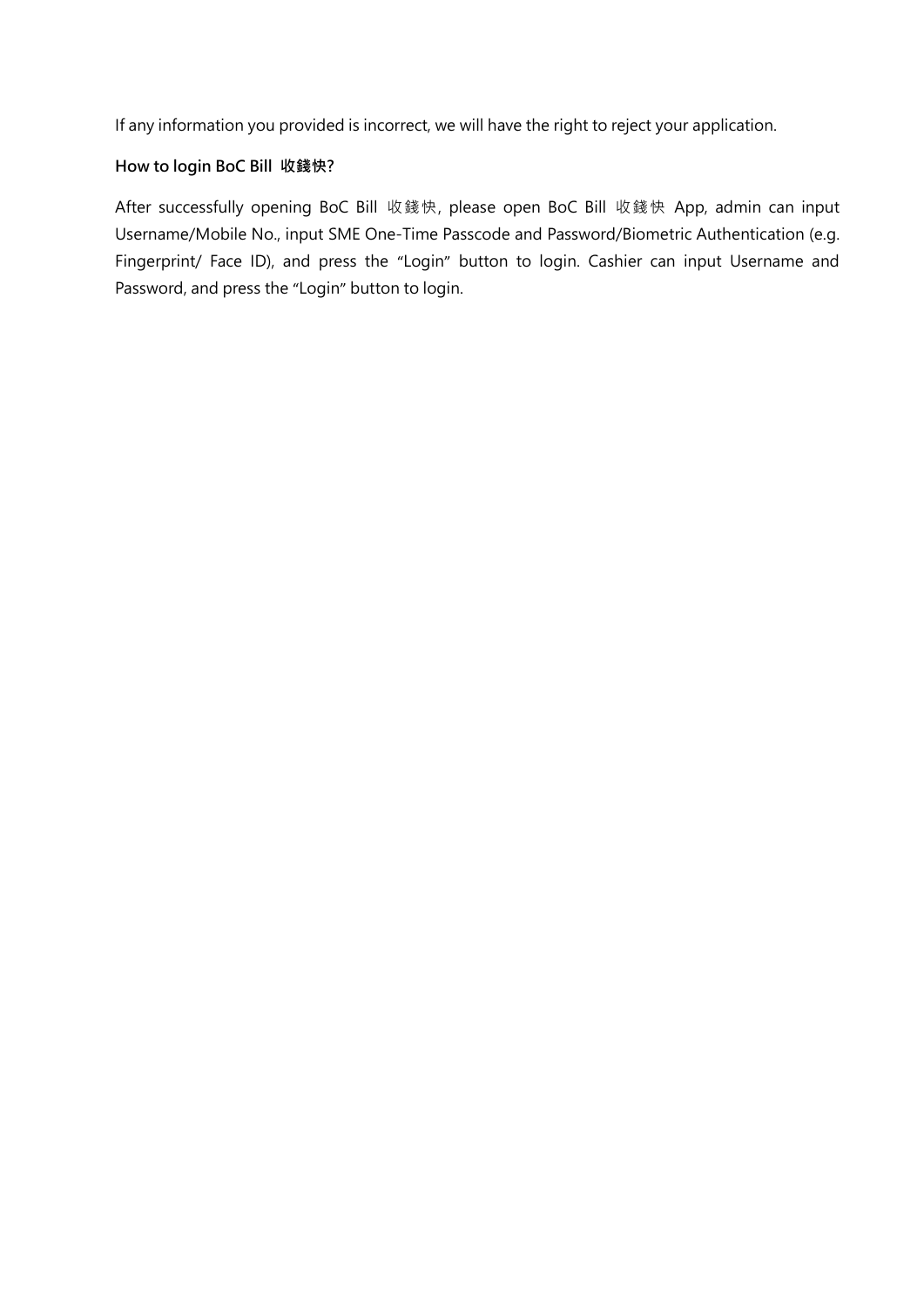If any information you provided is incorrect, we will have the right to reject your application.

**How to login BoC Bill 收錢快?**

After successfully opening BoC Bill 收錢快, please open BoC Bill 收錢快 App, admin can input Username/Mobile No., input SME One-Time Passcode and Password/Biometric Authentication (e.g. Fingerprint/ Face ID), and press the "Login" button to login. Cashier can input Username and Password, and press the "Login" button to login.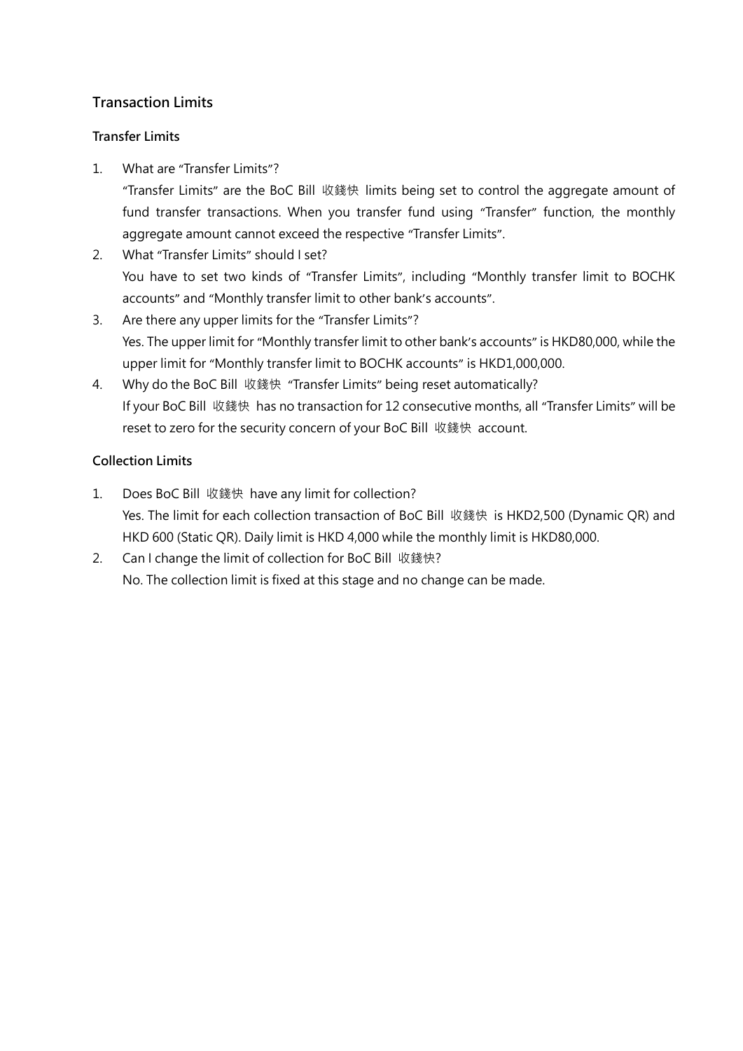## Transaction Limits

### Transfer Limits

1. What are "Transfer Limits"?
   "Transfer Limits" are the BoC Bill 收錢快 limits being set to control the aggregate amount of fund transfer transactions. When you transfer fund using "Transfer" function, the monthly aggregate amount cannot exceed the respective "Transfer Limits".
2. What "Transfer Limits" should I set?
   You have to set two kinds of "Transfer Limits", including "Monthly transfer limit to BOCHK accounts" and "Monthly transfer limit to other bank's accounts".
3. Are there any upper limits for the "Transfer Limits"?
   Yes. The upper limit for "Monthly transfer limit to other bank's accounts" is HKD80,000, while the upper limit for "Monthly transfer limit to BOCHK accounts" is HKD1,000,000.
4. Why do the BoC Bill 收錢快 "Transfer Limits" being reset automatically?
   If your BoC Bill 收錢快 has no transaction for 12 consecutive months, all "Transfer Limits" will be reset to zero for the security concern of your BoC Bill 收錢快 account.

### Collection Limits

1. Does BoC Bill 收錢快 have any limit for collection?
   Yes. The limit for each collection transaction of BoC Bill 收錢快 is HKD2,500 (Dynamic QR) and HKD 600 (Static QR). Daily limit is HKD 4,000 while the monthly limit is HKD80,000.
2. Can I change the limit of collection for BoC Bill 收錢快?
   No. The collection limit is fixed at this stage and no change can be made.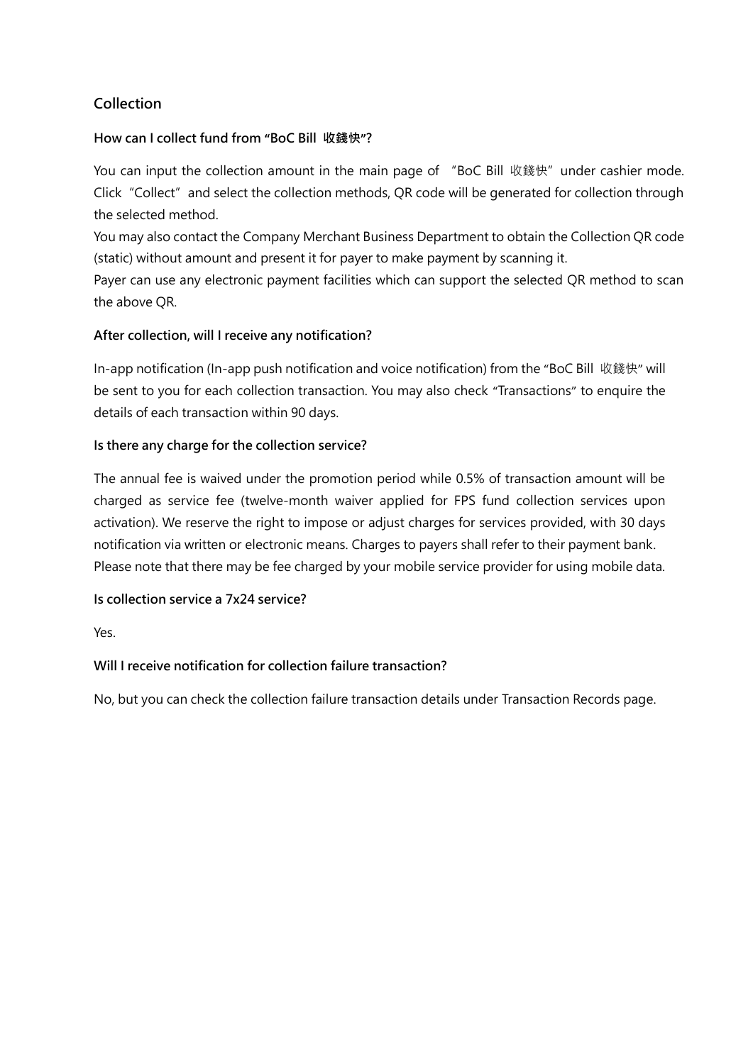## Collection

### How can I collect fund from "BoC Bill 收錢快"?

You can input the collection amount in the main page of "BoC Bill 收錢快" under cashier mode. Click "Collect" and select the collection methods, QR code will be generated for collection through the selected method.

You may also contact the Company Merchant Business Department to obtain the Collection QR code (static) without amount and present it for payer to make payment by scanning it.

Payer can use any electronic payment facilities which can support the selected QR method to scan the above QR.

### After collection, will I receive any notification?

In-app notification (In-app push notification and voice notification) from the "BoC Bill 收錢快" will be sent to you for each collection transaction. You may also check "Transactions" to enquire the details of each transaction within 90 days.

### Is there any charge for the collection service?

The annual fee is waived under the promotion period while 0.5% of transaction amount will be charged as service fee (twelve-month waiver applied for FPS fund collection services upon activation). We reserve the right to impose or adjust charges for services provided, with 30 days notification via written or electronic means. Charges to payers shall refer to their payment bank. Please note that there may be fee charged by your mobile service provider for using mobile data.

### Is collection service a 7x24 service?

Yes.

### Will I receive notification for collection failure transaction?

No, but you can check the collection failure transaction details under Transaction Records page.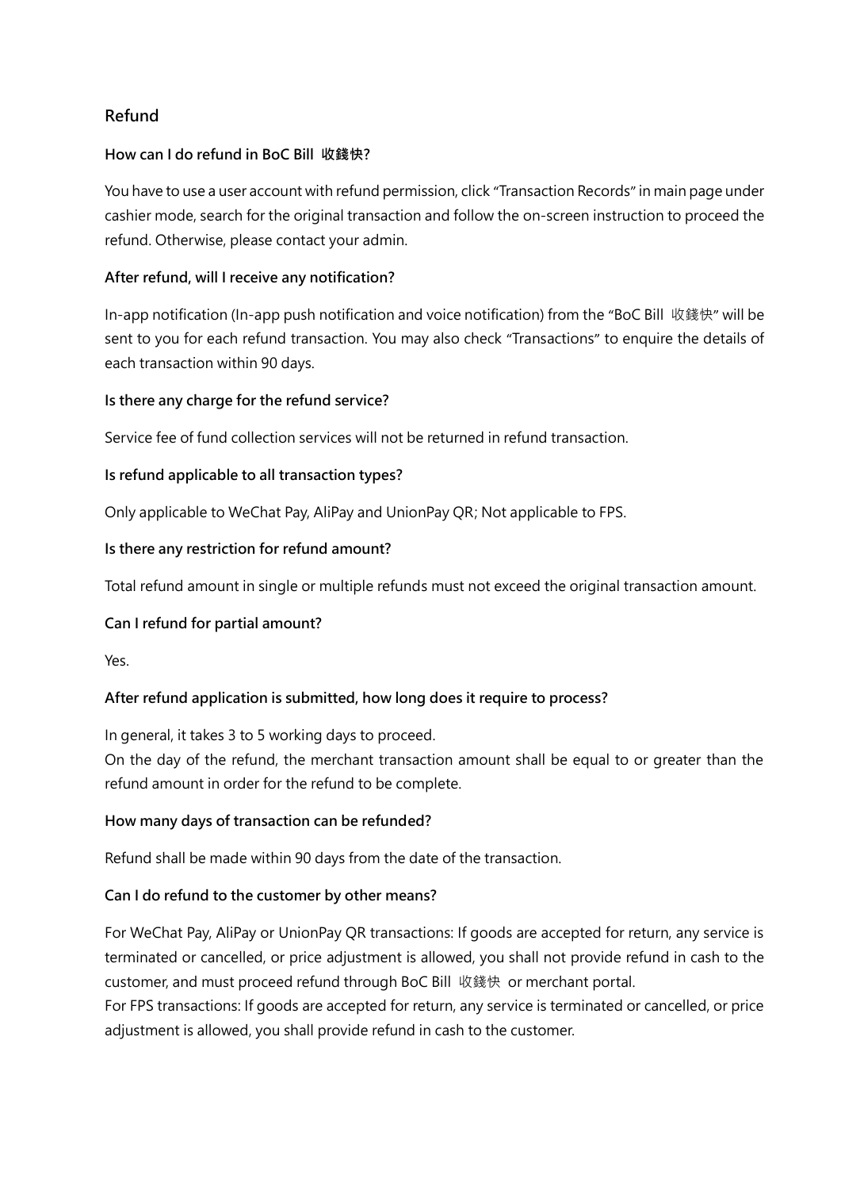## Refund

### How can I do refund in BoC Bill 收錢快?

You have to use a user account with refund permission, click "Transaction Records" in main page under cashier mode, search for the original transaction and follow the on-screen instruction to proceed the refund. Otherwise, please contact your admin.

### After refund, will I receive any notification?

In-app notification (In-app push notification and voice notification) from the "BoC Bill 收錢快" will be sent to you for each refund transaction. You may also check "Transactions" to enquire the details of each transaction within 90 days.

### Is there any charge for the refund service?

Service fee of fund collection services will not be returned in refund transaction.

### Is refund applicable to all transaction types?

Only applicable to WeChat Pay, AliPay and UnionPay QR; Not applicable to FPS.

### Is there any restriction for refund amount?

Total refund amount in single or multiple refunds must not exceed the original transaction amount.

### Can I refund for partial amount?

Yes.

### After refund application is submitted, how long does it require to process?

In general, it takes 3 to 5 working days to proceed.
On the day of the refund, the merchant transaction amount shall be equal to or greater than the refund amount in order for the refund to be complete.

### How many days of transaction can be refunded?

Refund shall be made within 90 days from the date of the transaction.

### Can I do refund to the customer by other means?

For WeChat Pay, AliPay or UnionPay QR transactions: If goods are accepted for return, any service is terminated or cancelled, or price adjustment is allowed, you shall not provide refund in cash to the customer, and must proceed refund through BoC Bill 收錢快 or merchant portal.
For FPS transactions: If goods are accepted for return, any service is terminated or cancelled, or price adjustment is allowed, you shall provide refund in cash to the customer.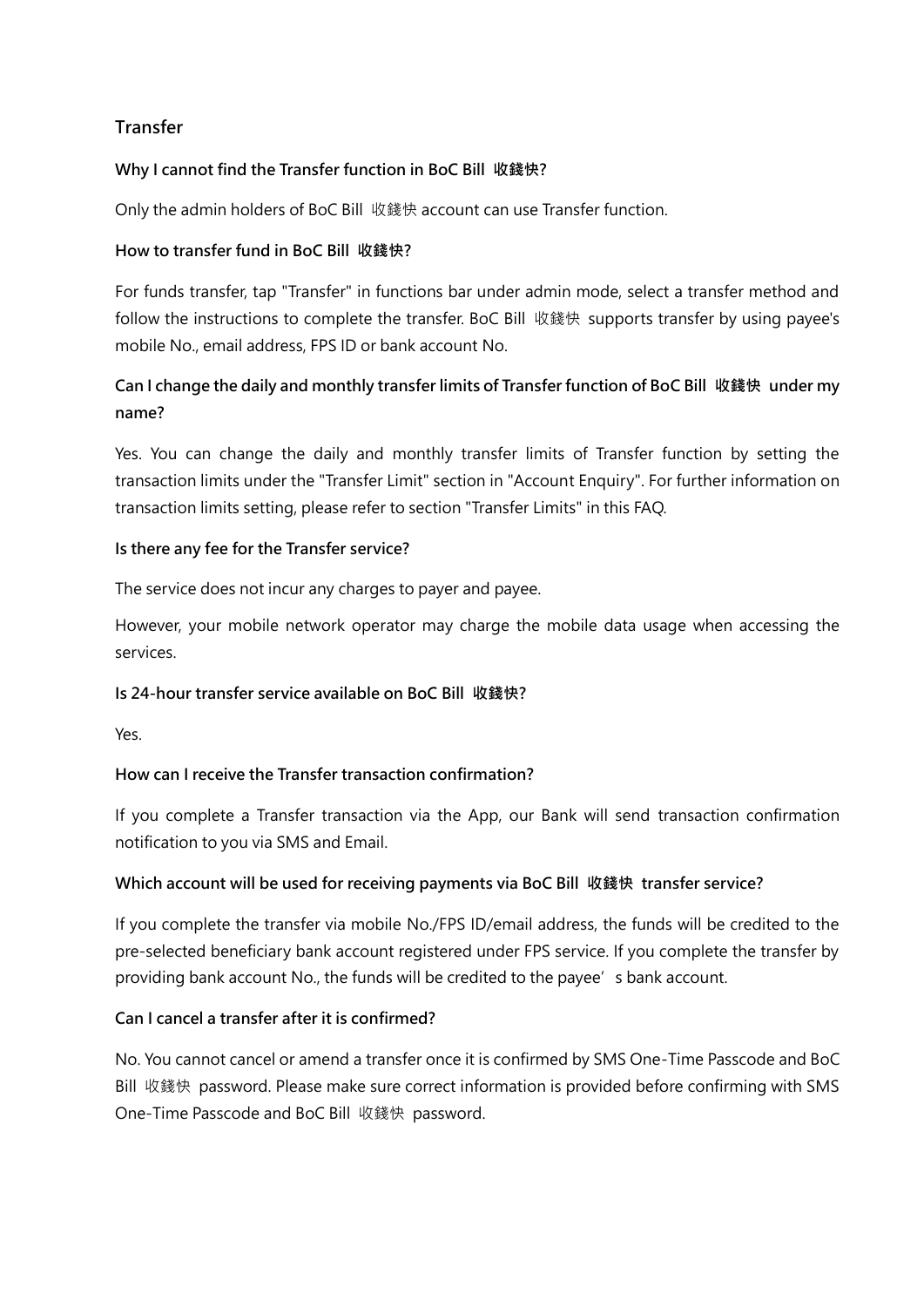## Transfer

### Why I cannot find the Transfer function in BoC Bill 收錢快?

Only the admin holders of BoC Bill 收錢快 account can use Transfer function.

### How to transfer fund in BoC Bill 收錢快?

For funds transfer, tap "Transfer" in functions bar under admin mode, select a transfer method and follow the instructions to complete the transfer. BoC Bill 收錢快 supports transfer by using payee's mobile No., email address, FPS ID or bank account No.

### Can I change the daily and monthly transfer limits of Transfer function of BoC Bill 收錢快 under my name?

Yes. You can change the daily and monthly transfer limits of Transfer function by setting the transaction limits under the "Transfer Limit" section in "Account Enquiry". For further information on transaction limits setting, please refer to section "Transfer Limits" in this FAQ.

### Is there any fee for the Transfer service?

The service does not incur any charges to payer and payee.

However, your mobile network operator may charge the mobile data usage when accessing the services.

### Is 24-hour transfer service available on BoC Bill 收錢快?

Yes.

### How can I receive the Transfer transaction confirmation?

If you complete a Transfer transaction via the App, our Bank will send transaction confirmation notification to you via SMS and Email.

### Which account will be used for receiving payments via BoC Bill 收錢快 transfer service?

If you complete the transfer via mobile No./FPS ID/email address, the funds will be credited to the pre-selected beneficiary bank account registered under FPS service. If you complete the transfer by providing bank account No., the funds will be credited to the payee's bank account.

### Can I cancel a transfer after it is confirmed?

No. You cannot cancel or amend a transfer once it is confirmed by SMS One-Time Passcode and BoC Bill 收錢快 password. Please make sure correct information is provided before confirming with SMS One-Time Passcode and BoC Bill 收錢快 password.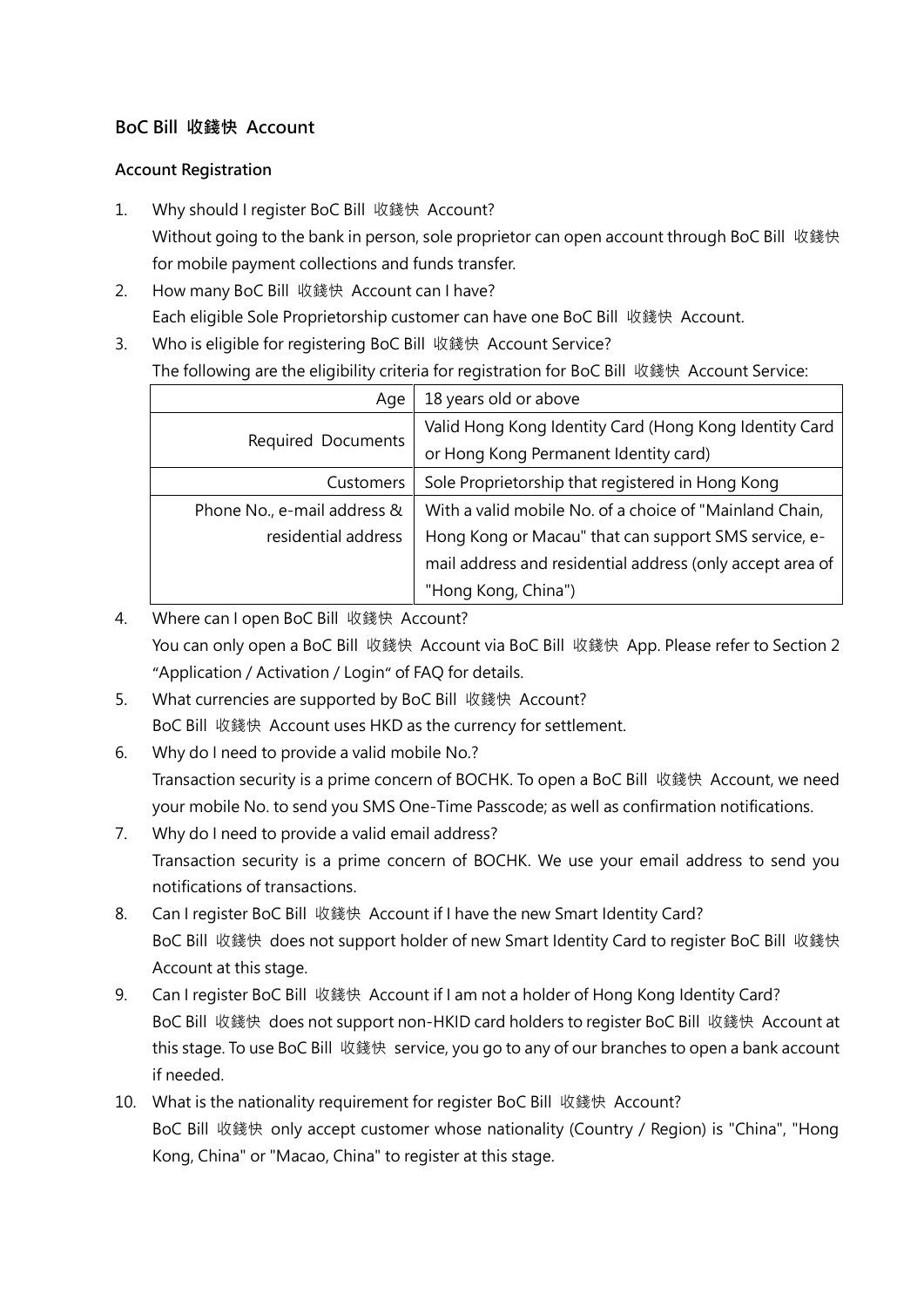### BoC Bill 收錢快 Account

#### Account Registration

1. Why should I register BoC Bill 收錢快 Account?
   Without going to the bank in person, sole proprietor can open account through BoC Bill 收錢快 for mobile payment collections and funds transfer.
2. How many BoC Bill 收錢快 Account can I have?
   Each eligible Sole Proprietorship customer can have one BoC Bill 收錢快 Account.
3. Who is eligible for registering BoC Bill 收錢快 Account Service?
   The following are the eligibility criteria for registration for BoC Bill 收錢快 Account Service:

| | |
|---|---|
| Age | 18 years old or above |
| Required Documents | Valid Hong Kong Identity Card (Hong Kong Identity Card or Hong Kong Permanent Identity card) |
| Customers | Sole Proprietorship that registered in Hong Kong |
| Phone No., e-mail address & residential address | With a valid mobile No. of a choice of "Mainland Chain, Hong Kong or Macau" that can support SMS service, e-mail address and residential address (only accept area of "Hong Kong, China") |

4. Where can I open BoC Bill 收錢快 Account?
   You can only open a BoC Bill 收錢快 Account via BoC Bill 收錢快 App. Please refer to Section 2 "Application / Activation / Login" of FAQ for details.
5. What currencies are supported by BoC Bill 收錢快 Account?
   BoC Bill 收錢快 Account uses HKD as the currency for settlement.
6. Why do I need to provide a valid mobile No.?
   Transaction security is a prime concern of BOCHK. To open a BoC Bill 收錢快 Account, we need your mobile No. to send you SMS One-Time Passcode; as well as confirmation notifications.
7. Why do I need to provide a valid email address?
   Transaction security is a prime concern of BOCHK. We use your email address to send you notifications of transactions.
8. Can I register BoC Bill 收錢快 Account if I have the new Smart Identity Card?
   BoC Bill 收錢快 does not support holder of new Smart Identity Card to register BoC Bill 收錢快 Account at this stage.
9. Can I register BoC Bill 收錢快 Account if I am not a holder of Hong Kong Identity Card?
   BoC Bill 收錢快 does not support non-HKID card holders to register BoC Bill 收錢快 Account at this stage. To use BoC Bill 收錢快 service, you go to any of our branches to open a bank account if needed.
10. What is the nationality requirement for register BoC Bill 收錢快 Account?
    BoC Bill 收錢快 only accept customer whose nationality (Country / Region) is "China", "Hong Kong, China" or "Macao, China" to register at this stage.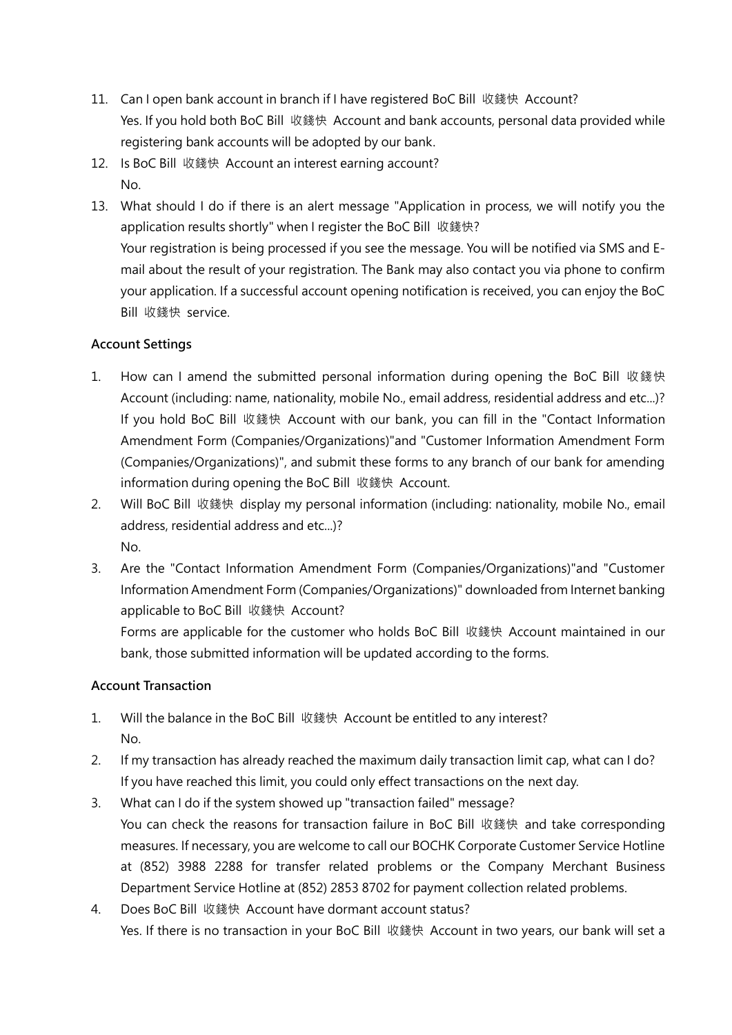11. Can I open bank account in branch if I have registered BoC Bill 收錢快 Account?
    Yes. If you hold both BoC Bill 收錢快 Account and bank accounts, personal data provided while registering bank accounts will be adopted by our bank.
12. Is BoC Bill 收錢快 Account an interest earning account?
    No.
13. What should I do if there is an alert message "Application in process, we will notify you the application results shortly" when I register the BoC Bill 收錢快?
    Your registration is being processed if you see the message. You will be notified via SMS and E-mail about the result of your registration. The Bank may also contact you via phone to confirm your application. If a successful account opening notification is received, you can enjoy the BoC Bill 收錢快 service.

**Account Settings**

1. How can I amend the submitted personal information during opening the BoC Bill 收錢快 Account (including: name, nationality, mobile No., email address, residential address and etc...)?
   If you hold BoC Bill 收錢快 Account with our bank, you can fill in the "Contact Information Amendment Form (Companies/Organizations)"and "Customer Information Amendment Form (Companies/Organizations)", and submit these forms to any branch of our bank for amending information during opening the BoC Bill 收錢快 Account.
2. Will BoC Bill 收錢快 display my personal information (including: nationality, mobile No., email address, residential address and etc...)?
   No.
3. Are the "Contact Information Amendment Form (Companies/Organizations)"and "Customer Information Amendment Form (Companies/Organizations)" downloaded from Internet banking applicable to BoC Bill 收錢快 Account?
   Forms are applicable for the customer who holds BoC Bill 收錢快 Account maintained in our bank, those submitted information will be updated according to the forms.

**Account Transaction**

1. Will the balance in the BoC Bill 收錢快 Account be entitled to any interest?
   No.
2. If my transaction has already reached the maximum daily transaction limit cap, what can I do?
   If you have reached this limit, you could only effect transactions on the next day.
3. What can I do if the system showed up "transaction failed" message?
   You can check the reasons for transaction failure in BoC Bill 收錢快 and take corresponding measures. If necessary, you are welcome to call our BOCHK Corporate Customer Service Hotline at (852) 3988 2288 for transfer related problems or the Company Merchant Business Department Service Hotline at (852) 2853 8702 for payment collection related problems.
4. Does BoC Bill 收錢快 Account have dormant account status?
   Yes. If there is no transaction in your BoC Bill 收錢快 Account in two years, our bank will set a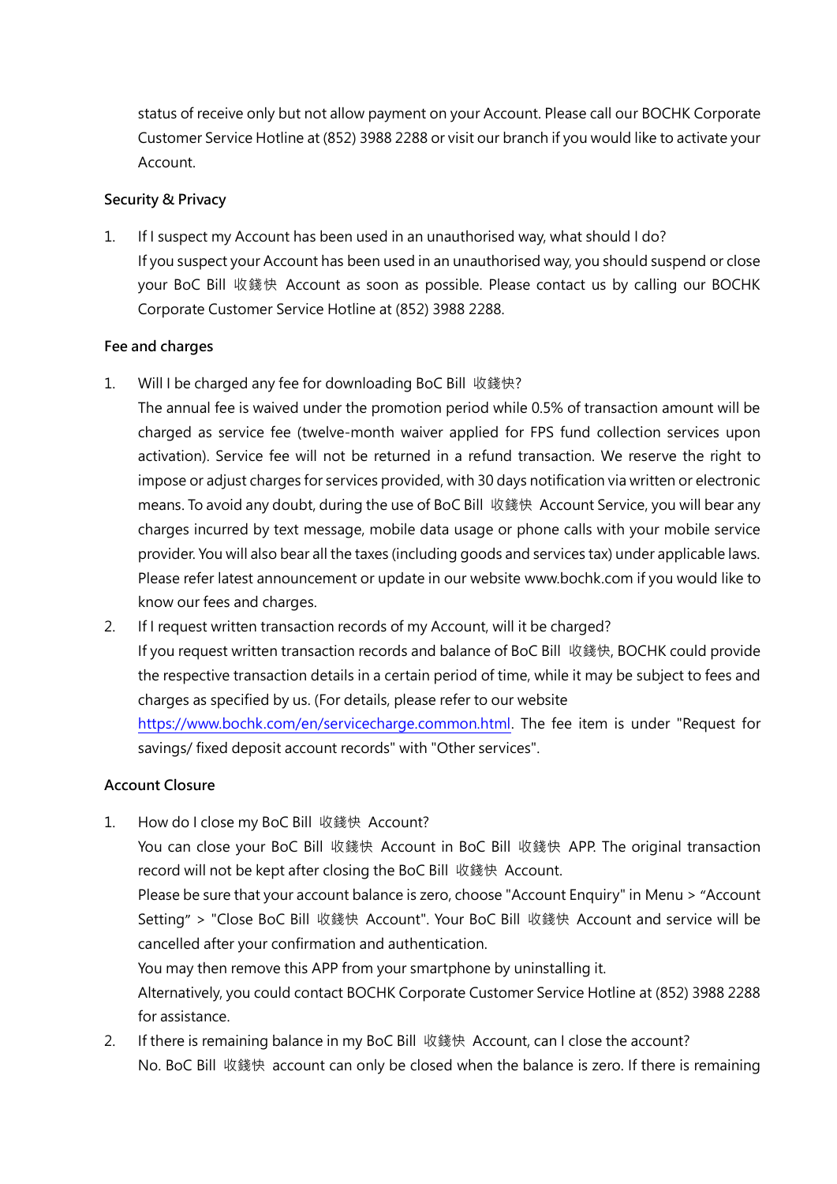status of receive only but not allow payment on your Account. Please call our BOCHK Corporate Customer Service Hotline at (852) 3988 2288 or visit our branch if you would like to activate your Account.

**Security & Privacy**

1. If I suspect my Account has been used in an unauthorised way, what should I do?
   If you suspect your Account has been used in an unauthorised way, you should suspend or close your BoC Bill 收錢快 Account as soon as possible. Please contact us by calling our BOCHK Corporate Customer Service Hotline at (852) 3988 2288.

**Fee and charges**

1. Will I be charged any fee for downloading BoC Bill 收錢快?
   The annual fee is waived under the promotion period while 0.5% of transaction amount will be charged as service fee (twelve-month waiver applied for FPS fund collection services upon activation). Service fee will not be returned in a refund transaction. We reserve the right to impose or adjust charges for services provided, with 30 days notification via written or electronic means. To avoid any doubt, during the use of BoC Bill 收錢快 Account Service, you will bear any charges incurred by text message, mobile data usage or phone calls with your mobile service provider. You will also bear all the taxes (including goods and services tax) under applicable laws. Please refer latest announcement or update in our website www.bochk.com if you would like to know our fees and charges.
2. If I request written transaction records of my Account, will it be charged?
   If you request written transaction records and balance of BoC Bill 收錢快, BOCHK could provide the respective transaction details in a certain period of time, while it may be subject to fees and charges as specified by us. (For details, please refer to our website https://www.bochk.com/en/servicecharge.common.html. The fee item is under "Request for savings/ fixed deposit account records" with "Other services".

**Account Closure**

1. How do I close my BoC Bill 收錢快 Account?
   You can close your BoC Bill 收錢快 Account in BoC Bill 收錢快 APP. The original transaction record will not be kept after closing the BoC Bill 收錢快 Account.
   Please be sure that your account balance is zero, choose "Account Enquiry" in Menu > "Account Setting" > "Close BoC Bill 收錢快 Account". Your BoC Bill 收錢快 Account and service will be cancelled after your confirmation and authentication.
   You may then remove this APP from your smartphone by uninstalling it.
   Alternatively, you could contact BOCHK Corporate Customer Service Hotline at (852) 3988 2288 for assistance.
2. If there is remaining balance in my BoC Bill 收錢快 Account, can I close the account?
   No. BoC Bill 收錢快 account can only be closed when the balance is zero. If there is remaining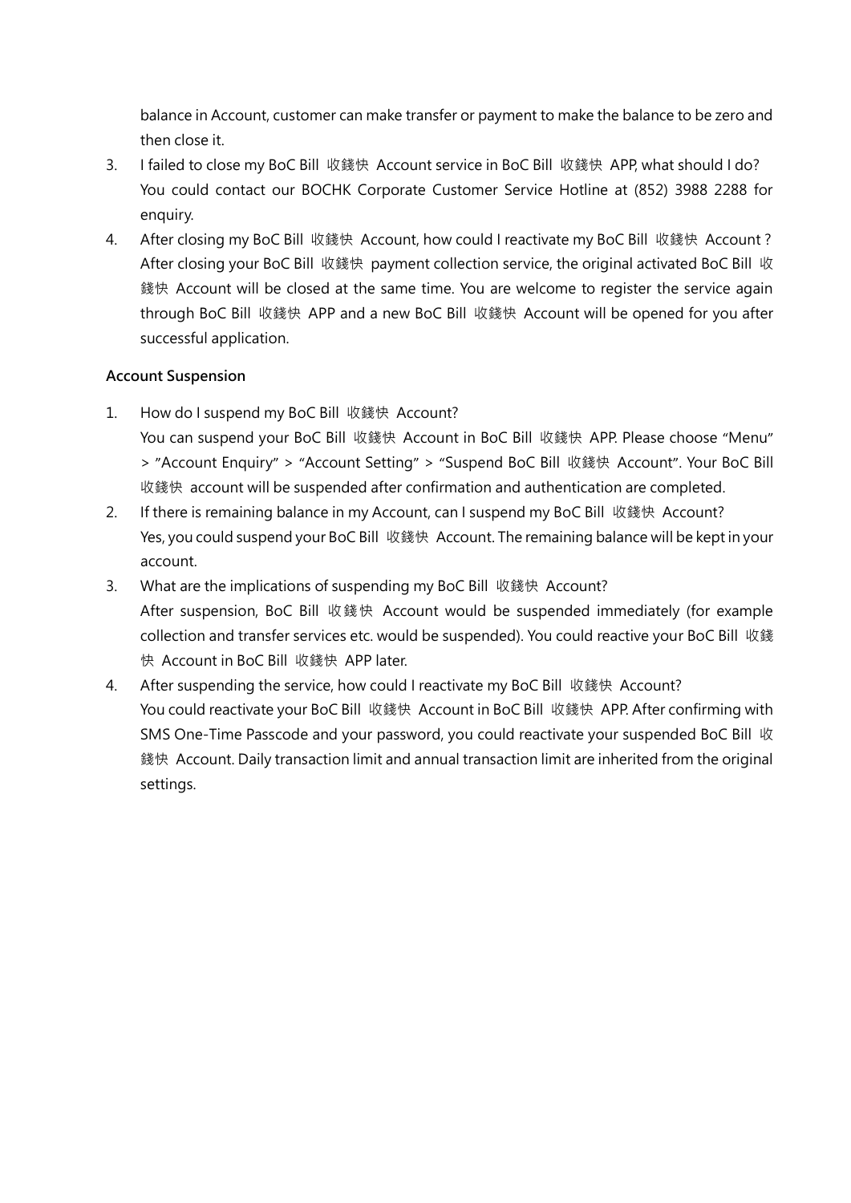balance in Account, customer can make transfer or payment to make the balance to be zero and then close it.

3. I failed to close my BoC Bill 收錢快 Account service in BoC Bill 收錢快 APP, what should I do?
   You could contact our BOCHK Corporate Customer Service Hotline at (852) 3988 2288 for enquiry.
4. After closing my BoC Bill 收錢快 Account, how could I reactivate my BoC Bill 收錢快 Account ?
   After closing your BoC Bill 收錢快 payment collection service, the original activated BoC Bill 收錢快 Account will be closed at the same time. You are welcome to register the service again through BoC Bill 收錢快 APP and a new BoC Bill 收錢快 Account will be opened for you after successful application.

**Account Suspension**

1. How do I suspend my BoC Bill 收錢快 Account?
   You can suspend your BoC Bill 收錢快 Account in BoC Bill 收錢快 APP. Please choose "Menu" > "Account Enquiry" > "Account Setting" > "Suspend BoC Bill 收錢快 Account". Your BoC Bill 收錢快 account will be suspended after confirmation and authentication are completed.
2. If there is remaining balance in my Account, can I suspend my BoC Bill 收錢快 Account?
   Yes, you could suspend your BoC Bill 收錢快 Account. The remaining balance will be kept in your account.
3. What are the implications of suspending my BoC Bill 收錢快 Account?
   After suspension, BoC Bill 收錢快 Account would be suspended immediately (for example collection and transfer services etc. would be suspended). You could reactive your BoC Bill 收錢快 Account in BoC Bill 收錢快 APP later.
4. After suspending the service, how could I reactivate my BoC Bill 收錢快 Account?
   You could reactivate your BoC Bill 收錢快 Account in BoC Bill 收錢快 APP. After confirming with SMS One-Time Passcode and your password, you could reactivate your suspended BoC Bill 收錢快 Account. Daily transaction limit and annual transaction limit are inherited from the original settings.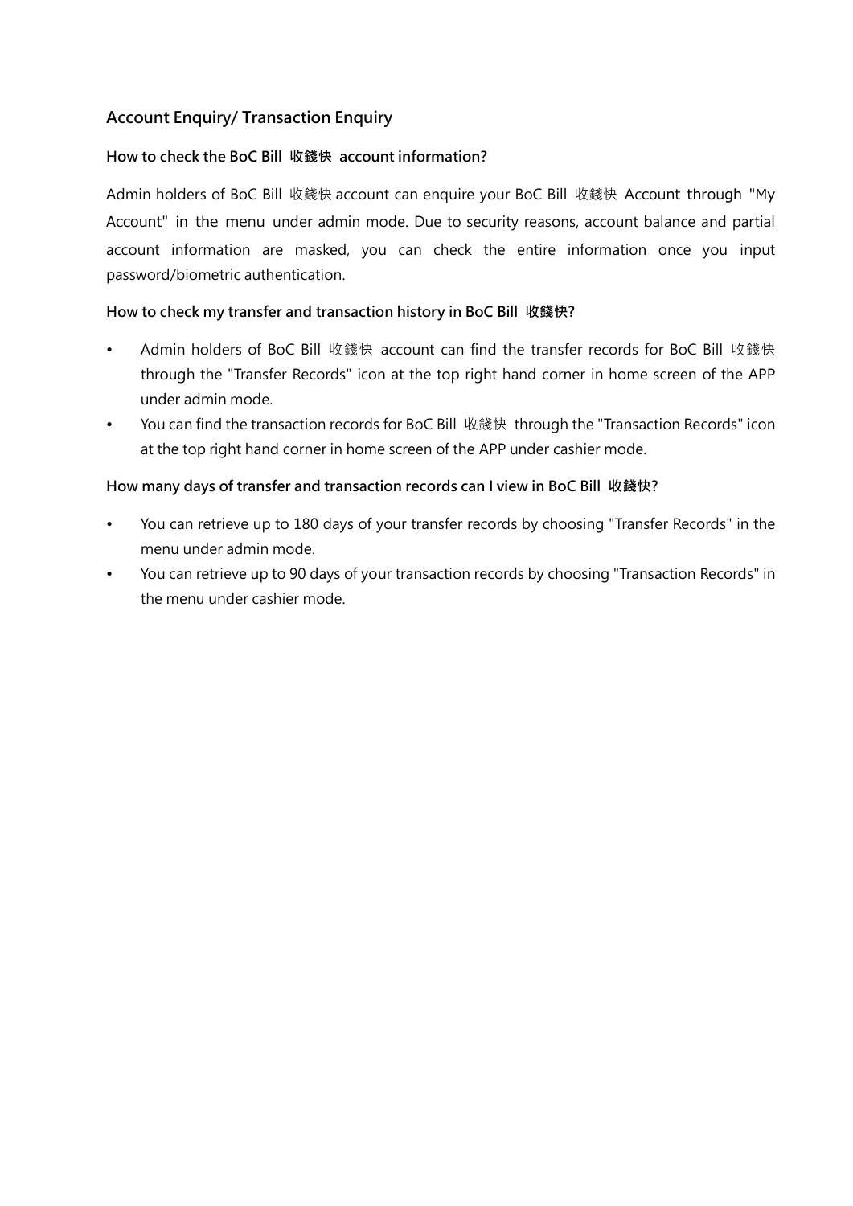## Account Enquiry/ Transaction Enquiry

### How to check the BoC Bill 收錢快 account information?

Admin holders of BoC Bill 收錢快 account can enquire your BoC Bill 收錢快 Account through "My Account" in the menu under admin mode. Due to security reasons, account balance and partial account information are masked, you can check the entire information once you input password/biometric authentication.

### How to check my transfer and transaction history in BoC Bill 收錢快?

- Admin holders of BoC Bill 收錢快 account can find the transfer records for BoC Bill 收錢快 through the "Transfer Records" icon at the top right hand corner in home screen of the APP under admin mode.
- You can find the transaction records for BoC Bill 收錢快 through the "Transaction Records" icon at the top right hand corner in home screen of the APP under cashier mode.

### How many days of transfer and transaction records can I view in BoC Bill 收錢快?

- You can retrieve up to 180 days of your transfer records by choosing "Transfer Records" in the menu under admin mode.
- You can retrieve up to 90 days of your transaction records by choosing "Transaction Records" in the menu under cashier mode.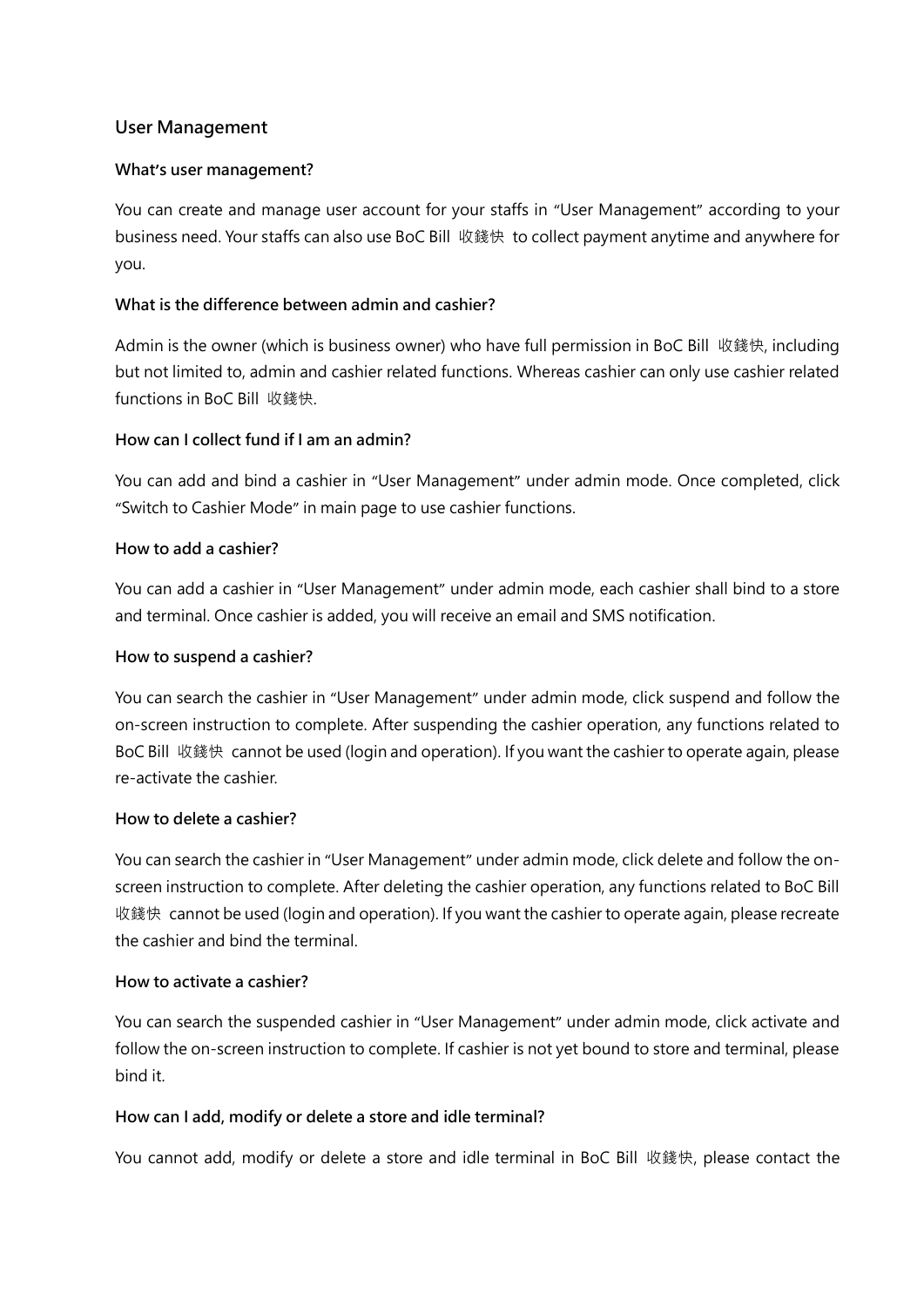## User Management

### What's user management?

You can create and manage user account for your staffs in "User Management" according to your business need. Your staffs can also use BoC Bill 收錢快 to collect payment anytime and anywhere for you.

### What is the difference between admin and cashier?

Admin is the owner (which is business owner) who have full permission in BoC Bill 收錢快, including but not limited to, admin and cashier related functions. Whereas cashier can only use cashier related functions in BoC Bill 收錢快.

### How can I collect fund if I am an admin?

You can add and bind a cashier in "User Management" under admin mode. Once completed, click "Switch to Cashier Mode" in main page to use cashier functions.

### How to add a cashier?

You can add a cashier in "User Management" under admin mode, each cashier shall bind to a store and terminal. Once cashier is added, you will receive an email and SMS notification.

### How to suspend a cashier?

You can search the cashier in "User Management" under admin mode, click suspend and follow the on-screen instruction to complete. After suspending the cashier operation, any functions related to BoC Bill 收錢快 cannot be used (login and operation). If you want the cashier to operate again, please re-activate the cashier.

### How to delete a cashier?

You can search the cashier in "User Management" under admin mode, click delete and follow the on-screen instruction to complete. After deleting the cashier operation, any functions related to BoC Bill 收錢快 cannot be used (login and operation). If you want the cashier to operate again, please recreate the cashier and bind the terminal.

### How to activate a cashier?

You can search the suspended cashier in "User Management" under admin mode, click activate and follow the on-screen instruction to complete. If cashier is not yet bound to store and terminal, please bind it.

### How can I add, modify or delete a store and idle terminal?

You cannot add, modify or delete a store and idle terminal in BoC Bill 收錢快, please contact the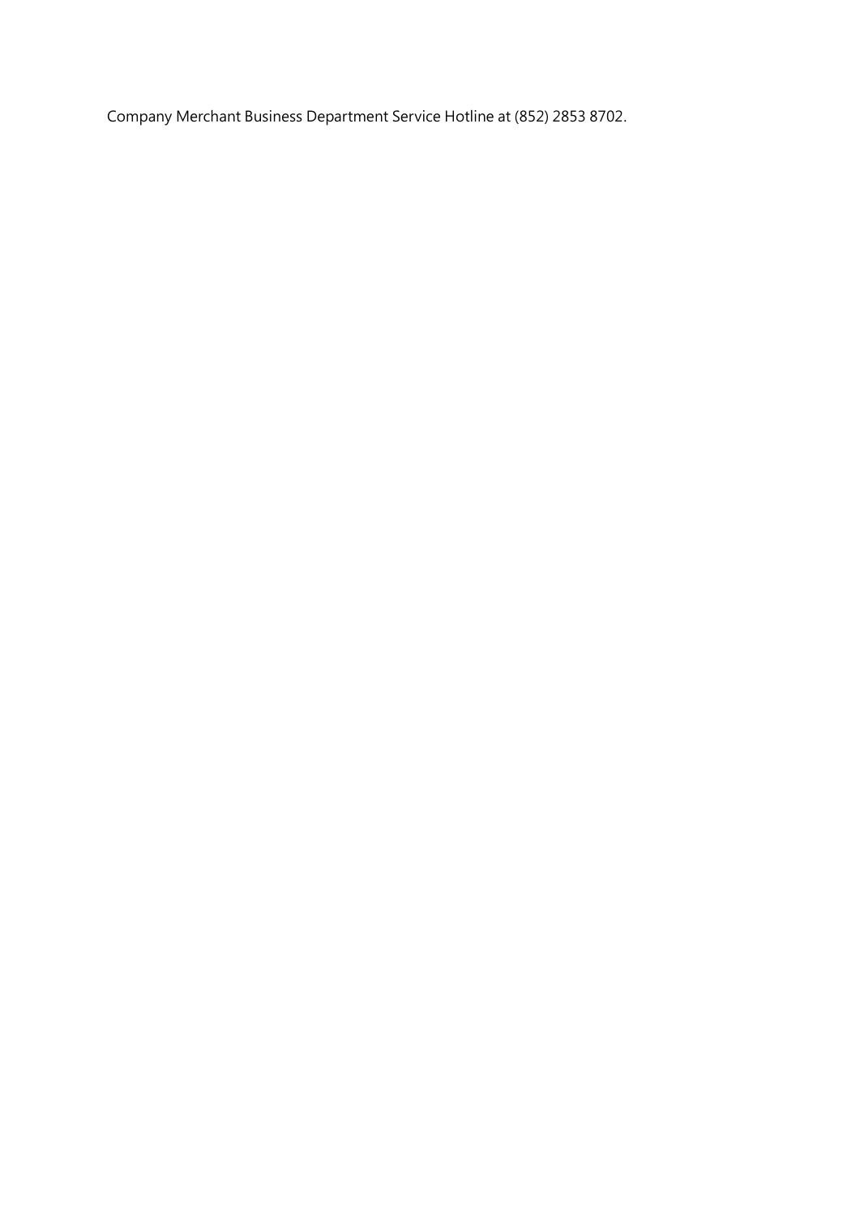Company Merchant Business Department Service Hotline at (852) 2853 8702.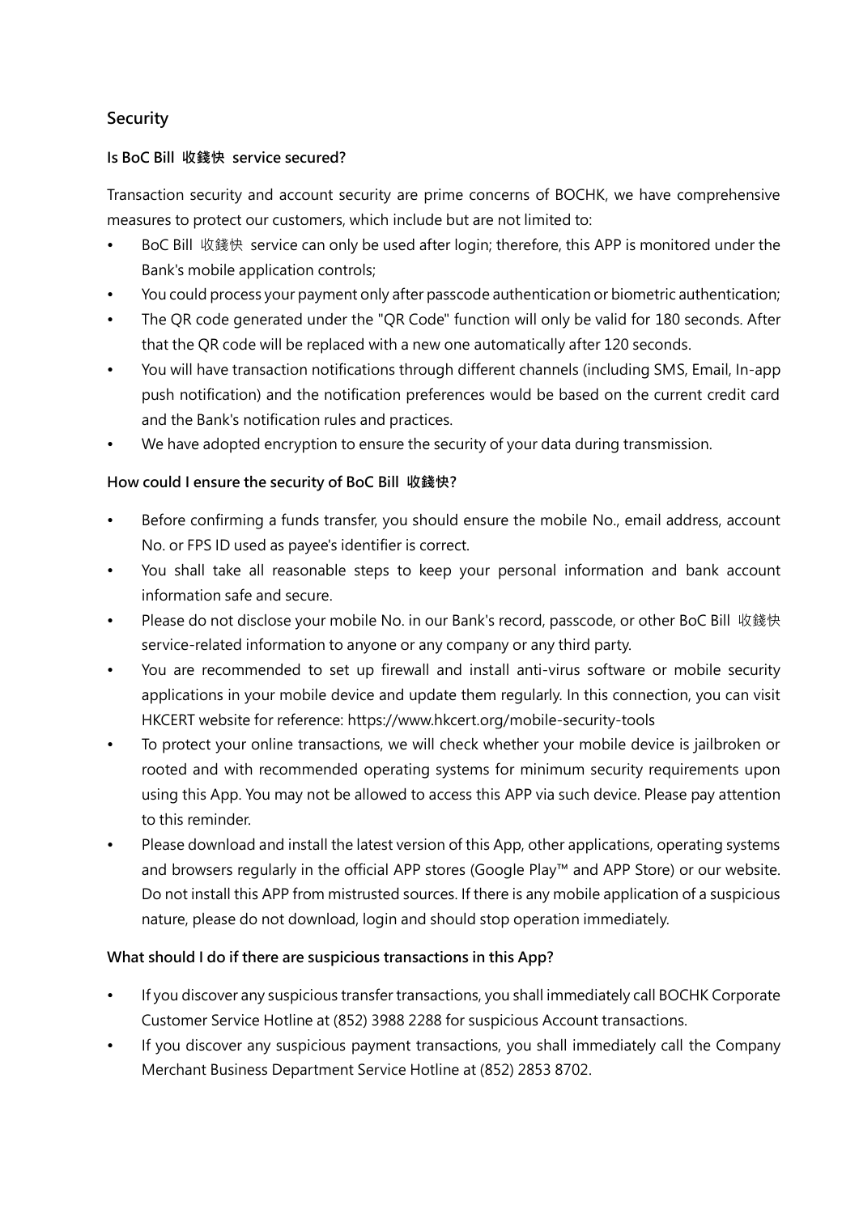## Security

### Is BoC Bill 收錢快 service secured?

Transaction security and account security are prime concerns of BOCHK, we have comprehensive measures to protect our customers, which include but are not limited to:

- BoC Bill 收錢快 service can only be used after login; therefore, this APP is monitored under the Bank's mobile application controls;
- You could process your payment only after passcode authentication or biometric authentication;
- The QR code generated under the "QR Code" function will only be valid for 180 seconds. After that the QR code will be replaced with a new one automatically after 120 seconds.
- You will have transaction notifications through different channels (including SMS, Email, In-app push notification) and the notification preferences would be based on the current credit card and the Bank's notification rules and practices.
- We have adopted encryption to ensure the security of your data during transmission.

### How could I ensure the security of BoC Bill 收錢快?

- Before confirming a funds transfer, you should ensure the mobile No., email address, account No. or FPS ID used as payee's identifier is correct.
- You shall take all reasonable steps to keep your personal information and bank account information safe and secure.
- Please do not disclose your mobile No. in our Bank's record, passcode, or other BoC Bill 收錢快 service-related information to anyone or any company or any third party.
- You are recommended to set up firewall and install anti-virus software or mobile security applications in your mobile device and update them regularly. In this connection, you can visit HKCERT website for reference: https://www.hkcert.org/mobile-security-tools
- To protect your online transactions, we will check whether your mobile device is jailbroken or rooted and with recommended operating systems for minimum security requirements upon using this App. You may not be allowed to access this APP via such device. Please pay attention to this reminder.
- Please download and install the latest version of this App, other applications, operating systems and browsers regularly in the official APP stores (Google Play™ and APP Store) or our website. Do not install this APP from mistrusted sources. If there is any mobile application of a suspicious nature, please do not download, login and should stop operation immediately.

### What should I do if there are suspicious transactions in this App?

- If you discover any suspicious transfer transactions, you shall immediately call BOCHK Corporate Customer Service Hotline at (852) 3988 2288 for suspicious Account transactions.
- If you discover any suspicious payment transactions, you shall immediately call the Company Merchant Business Department Service Hotline at (852) 2853 8702.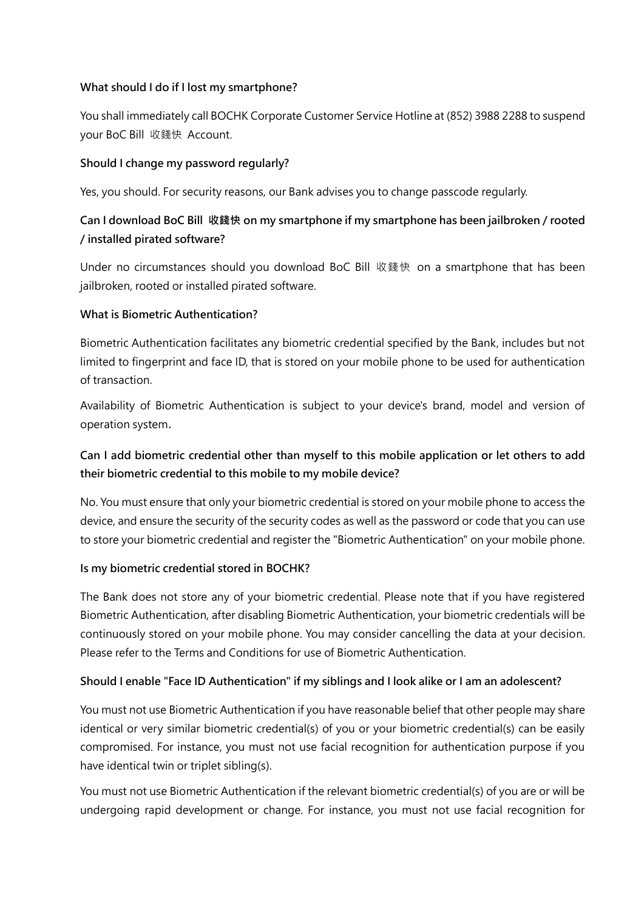**What should I do if I lost my smartphone?**

You shall immediately call BOCHK Corporate Customer Service Hotline at (852) 3988 2288 to suspend your BoC Bill 收錢快 Account.

**Should I change my password regularly?**

Yes, you should. For security reasons, our Bank advises you to change passcode regularly.

**Can I download BoC Bill 收錢快 on my smartphone if my smartphone has been jailbroken / rooted / installed pirated software?**

Under no circumstances should you download BoC Bill 收錢快 on a smartphone that has been jailbroken, rooted or installed pirated software.

**What is Biometric Authentication?**

Biometric Authentication facilitates any biometric credential specified by the Bank, includes but not limited to fingerprint and face ID, that is stored on your mobile phone to be used for authentication of transaction.

Availability of Biometric Authentication is subject to your device's brand, model and version of operation system.

**Can I add biometric credential other than myself to this mobile application or let others to add their biometric credential to this mobile to my mobile device?**

No. You must ensure that only your biometric credential is stored on your mobile phone to access the device, and ensure the security of the security codes as well as the password or code that you can use to store your biometric credential and register the "Biometric Authentication" on your mobile phone.

**Is my biometric credential stored in BOCHK?**

The Bank does not store any of your biometric credential. Please note that if you have registered Biometric Authentication, after disabling Biometric Authentication, your biometric credentials will be continuously stored on your mobile phone. You may consider cancelling the data at your decision. Please refer to the Terms and Conditions for use of Biometric Authentication.

**Should I enable "Face ID Authentication" if my siblings and I look alike or I am an adolescent?**

You must not use Biometric Authentication if you have reasonable belief that other people may share identical or very similar biometric credential(s) of you or your biometric credential(s) can be easily compromised. For instance, you must not use facial recognition for authentication purpose if you have identical twin or triplet sibling(s).

You must not use Biometric Authentication if the relevant biometric credential(s) of you are or will be undergoing rapid development or change. For instance, you must not use facial recognition for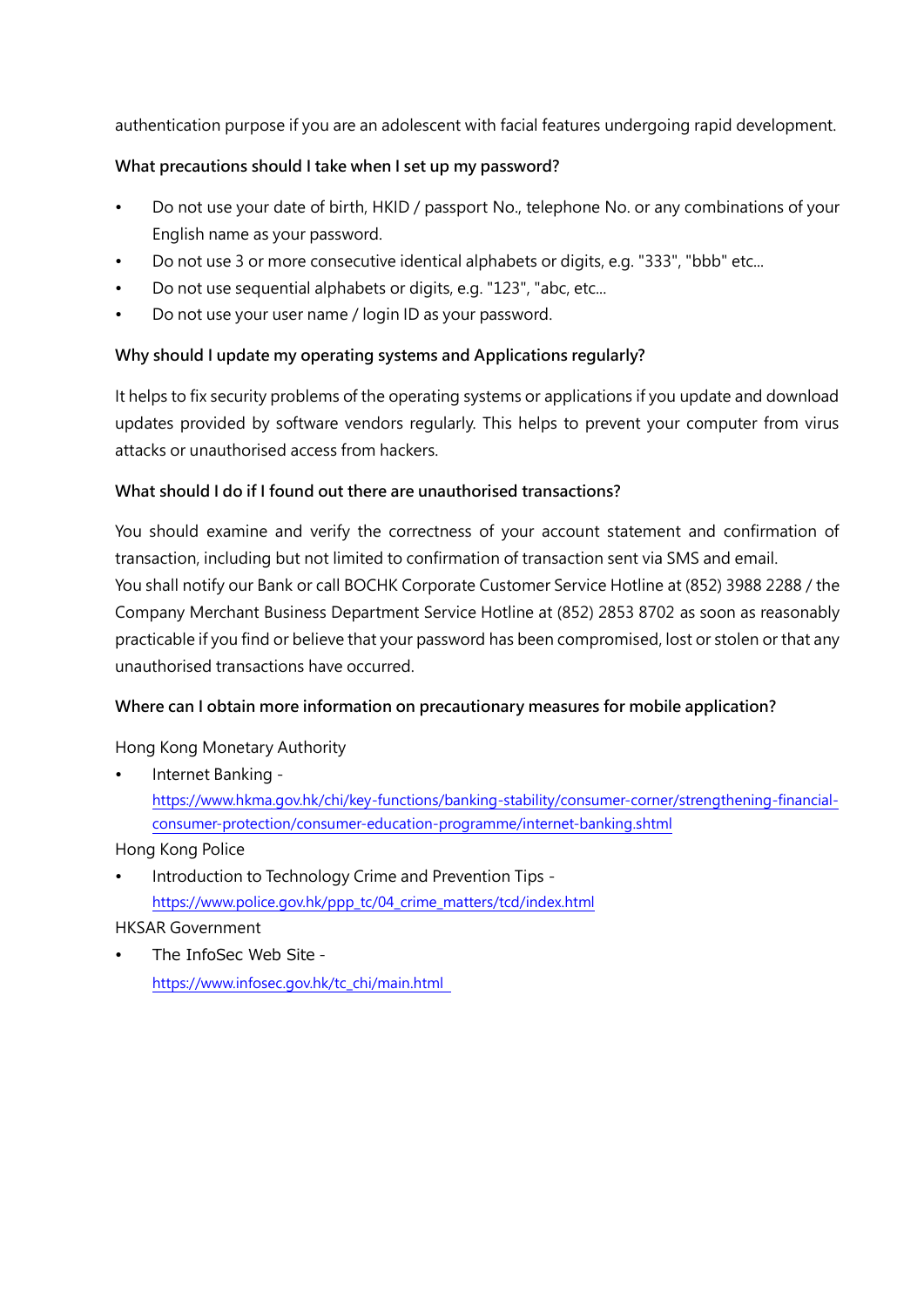authentication purpose if you are an adolescent with facial features undergoing rapid development.

**What precautions should I take when I set up my password?**

- Do not use your date of birth, HKID / passport No., telephone No. or any combinations of your English name as your password.
- Do not use 3 or more consecutive identical alphabets or digits, e.g. "333", "bbb" etc...
- Do not use sequential alphabets or digits, e.g. "123", "abc, etc...
- Do not use your user name / login ID as your password.

**Why should I update my operating systems and Applications regularly?**

It helps to fix security problems of the operating systems or applications if you update and download updates provided by software vendors regularly. This helps to prevent your computer from virus attacks or unauthorised access from hackers.

**What should I do if I found out there are unauthorised transactions?**

You should examine and verify the correctness of your account statement and confirmation of transaction, including but not limited to confirmation of transaction sent via SMS and email.
You shall notify our Bank or call BOCHK Corporate Customer Service Hotline at (852) 3988 2288 / the Company Merchant Business Department Service Hotline at (852) 2853 8702 as soon as reasonably practicable if you find or believe that your password has been compromised, lost or stolen or that any unauthorised transactions have occurred.

**Where can I obtain more information on precautionary measures for mobile application?**

Hong Kong Monetary Authority

- Internet Banking - https://www.hkma.gov.hk/chi/key-functions/banking-stability/consumer-corner/strengthening-financial-consumer-protection/consumer-education-programme/internet-banking.shtml

Hong Kong Police

- Introduction to Technology Crime and Prevention Tips - https://www.police.gov.hk/ppp_tc/04_crime_matters/tcd/index.html

HKSAR Government

- The InfoSec Web Site - https://www.infosec.gov.hk/tc_chi/main.html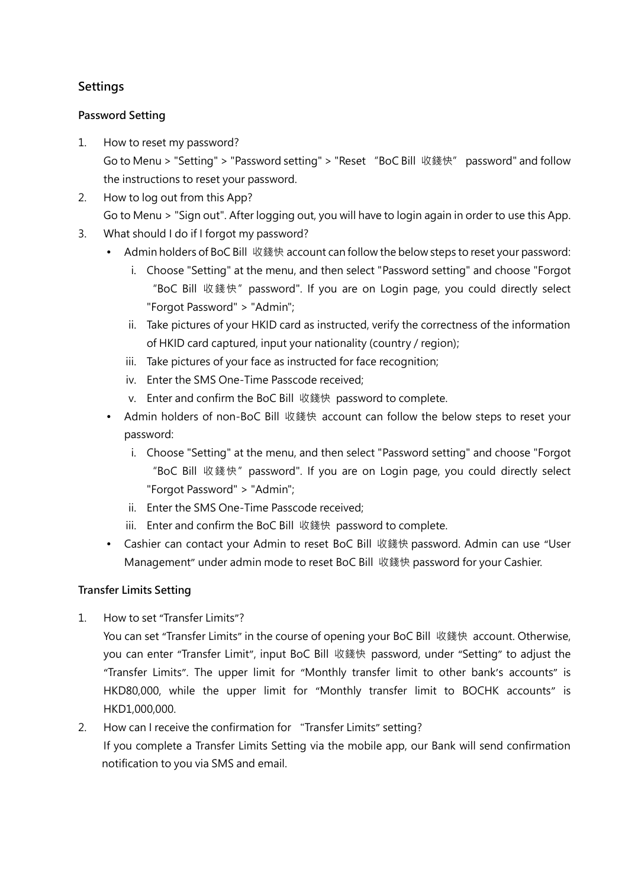## Settings

### Password Setting

1. How to reset my password?
   Go to Menu > "Setting" > "Password setting" > "Reset "BoC Bill 收錢快" password" and follow the instructions to reset your password.
2. How to log out from this App?
   Go to Menu > "Sign out". After logging out, you will have to login again in order to use this App.
3. What should I do if I forgot my password?
   - Admin holders of BoC Bill 收錢快 account can follow the below steps to reset your password:
     i. Choose "Setting" at the menu, and then select "Password setting" and choose "Forgot "BoC Bill 收錢快" password". If you are on Login page, you could directly select "Forgot Password" > "Admin";
     ii. Take pictures of your HKID card as instructed, verify the correctness of the information of HKID card captured, input your nationality (country / region);
     iii. Take pictures of your face as instructed for face recognition;
     iv. Enter the SMS One-Time Passcode received;
     v. Enter and confirm the BoC Bill 收錢快 password to complete.
   - Admin holders of non-BoC Bill 收錢快 account can follow the below steps to reset your password:
     i. Choose "Setting" at the menu, and then select "Password setting" and choose "Forgot "BoC Bill 收錢快" password". If you are on Login page, you could directly select "Forgot Password" > "Admin";
     ii. Enter the SMS One-Time Passcode received;
     iii. Enter and confirm the BoC Bill 收錢快 password to complete.
   - Cashier can contact your Admin to reset BoC Bill 收錢快 password. Admin can use "User Management" under admin mode to reset BoC Bill 收錢快 password for your Cashier.

### Transfer Limits Setting

1. How to set "Transfer Limits"?
   You can set "Transfer Limits" in the course of opening your BoC Bill 收錢快 account. Otherwise, you can enter "Transfer Limit", input BoC Bill 收錢快 password, under "Setting" to adjust the "Transfer Limits". The upper limit for "Monthly transfer limit to other bank's accounts" is HKD80,000, while the upper limit for "Monthly transfer limit to BOCHK accounts" is HKD1,000,000.
2. How can I receive the confirmation for "Transfer Limits" setting?
   If you complete a Transfer Limits Setting via the mobile app, our Bank will send confirmation notification to you via SMS and email.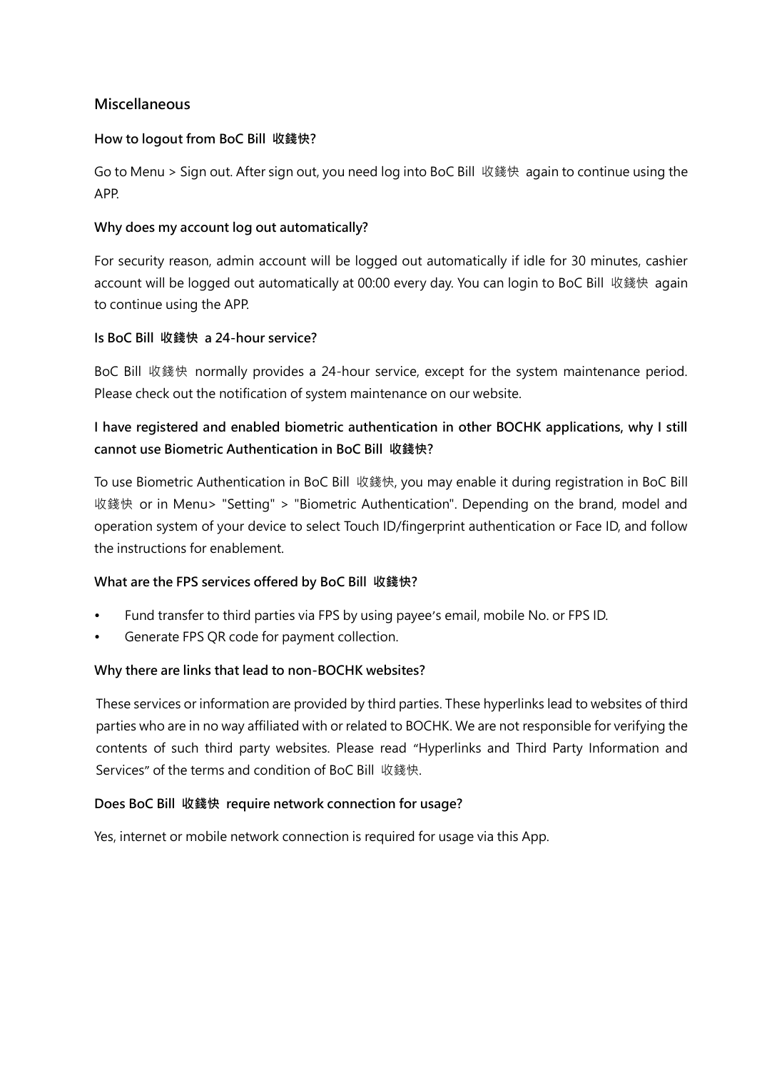## Miscellaneous

### How to logout from BoC Bill 收錢快?

Go to Menu > Sign out. After sign out, you need log into BoC Bill 收錢快 again to continue using the APP.

### Why does my account log out automatically?

For security reason, admin account will be logged out automatically if idle for 30 minutes, cashier account will be logged out automatically at 00:00 every day. You can login to BoC Bill 收錢快 again to continue using the APP.

### Is BoC Bill 收錢快 a 24-hour service?

BoC Bill 收錢快 normally provides a 24-hour service, except for the system maintenance period. Please check out the notification of system maintenance on our website.

### I have registered and enabled biometric authentication in other BOCHK applications, why I still cannot use Biometric Authentication in BoC Bill 收錢快?

To use Biometric Authentication in BoC Bill 收錢快, you may enable it during registration in BoC Bill 收錢快 or in Menu> "Setting" > "Biometric Authentication". Depending on the brand, model and operation system of your device to select Touch ID/fingerprint authentication or Face ID, and follow the instructions for enablement.

### What are the FPS services offered by BoC Bill 收錢快?

- Fund transfer to third parties via FPS by using payee's email, mobile No. or FPS ID.
- Generate FPS QR code for payment collection.

### Why there are links that lead to non-BOCHK websites?

These services or information are provided by third parties. These hyperlinks lead to websites of third parties who are in no way affiliated with or related to BOCHK. We are not responsible for verifying the contents of such third party websites. Please read "Hyperlinks and Third Party Information and Services" of the terms and condition of BoC Bill 收錢快.

### Does BoC Bill 收錢快 require network connection for usage?

Yes, internet or mobile network connection is required for usage via this App.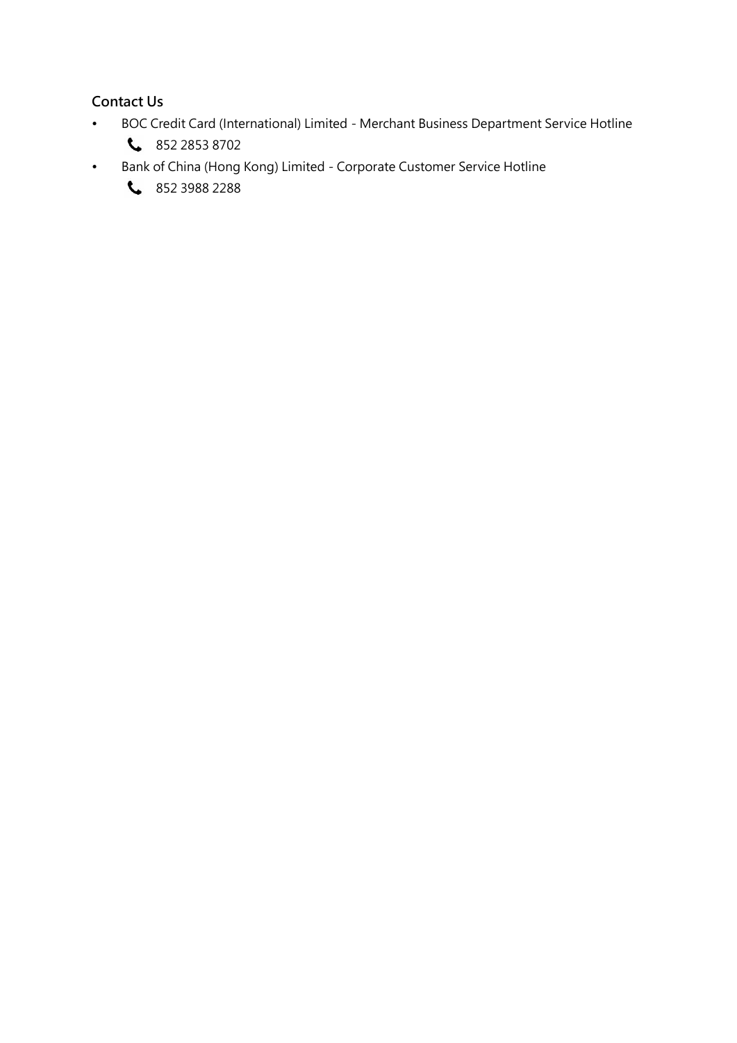## Contact Us

- BOC Credit Card (International) Limited - Merchant Business Department Service Hotline
  - 852 2853 8702
- Bank of China (Hong Kong) Limited - Corporate Customer Service Hotline
  - 852 3988 2288